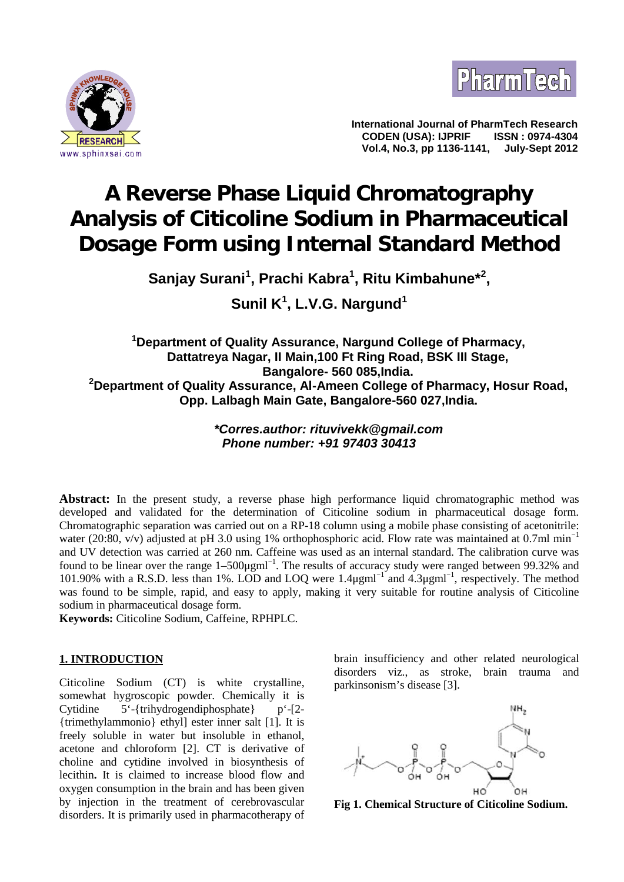International Journal of PharmTech Research
CODEN (USA): IJPRIF ISSN : 0974-4304
Vol.4, No.3, pp 1136-1141, July-Sept 2012

# A Reverse Phase Liquid Chromatography Analysis of Citicoline Sodium in Pharmaceutical Dosage Form using Internal Standard Method

**Sanjay Surani[1], Prachi Kabra[1], Ritu Kimbahune*[2], Sunil K[1], L.V.G. Nargund[1]**

**[1]Department of Quality Assurance, Nargund College of Pharmacy, Dattatreya Nagar, II Main,100 Ft Ring Road, BSK III Stage, Bangalore- 560 085,India.**
**[2]Department of Quality Assurance, Al-Ameen College of Pharmacy, Hosur Road, Opp. Lalbagh Main Gate, Bangalore-560 027,India.**

***\*Corres.author: rituvivekk@gmail.com***
***Phone number: +91 97403 30413***

**Abstract:** In the present study, a reverse phase high performance liquid chromatographic method was developed and validated for the determination of Citicoline sodium in pharmaceutical dosage form. Chromatographic separation was carried out on a RP-18 column using a mobile phase consisting of acetonitrile: water (20:80, v/v) adjusted at pH 3.0 using 1% orthophosphoric acid. Flow rate was maintained at 0.7ml $min^{-1}$ and UV detection was carried at 260 nm. Caffeine was used as an internal standard. The calibration curve was found to be linear over the range 1–500μg$ml^{-1}$. The results of accuracy study were ranged between 99.32% and 101.90% with a R.S.D. less than 1%. LOD and LOQ were 1.4μg$ml^{-1}$ and 4.3μg$ml^{-1}$, respectively. The method was found to be simple, rapid, and easy to apply, making it very suitable for routine analysis of Citicoline sodium in pharmaceutical dosage form.

**Keywords:** Citicoline Sodium, Caffeine, RPHPLC.

## 1. INTRODUCTION

Citicoline Sodium (CT) is white crystalline, somewhat hygroscopic powder. Chemically it is Cytidine 5'-{trihydrogendiphosphate} p'-[2-{trimethylammonio} ethyl] ester inner salt [1]. It is freely soluble in water but insoluble in ethanol, acetone and chloroform [2]. CT is derivative of choline and cytidine involved in biosynthesis of lecithin**.** It is claimed to increase blood flow and oxygen consumption in the brain and has been given by injection in the treatment of cerebrovascular disorders. It is primarily used in pharmacotherapy of brain insufficiency and other related neurological disorders viz., as stroke, brain trauma and parkinsonism's disease [3].

**Fig 1. Chemical Structure of Citicoline Sodium.**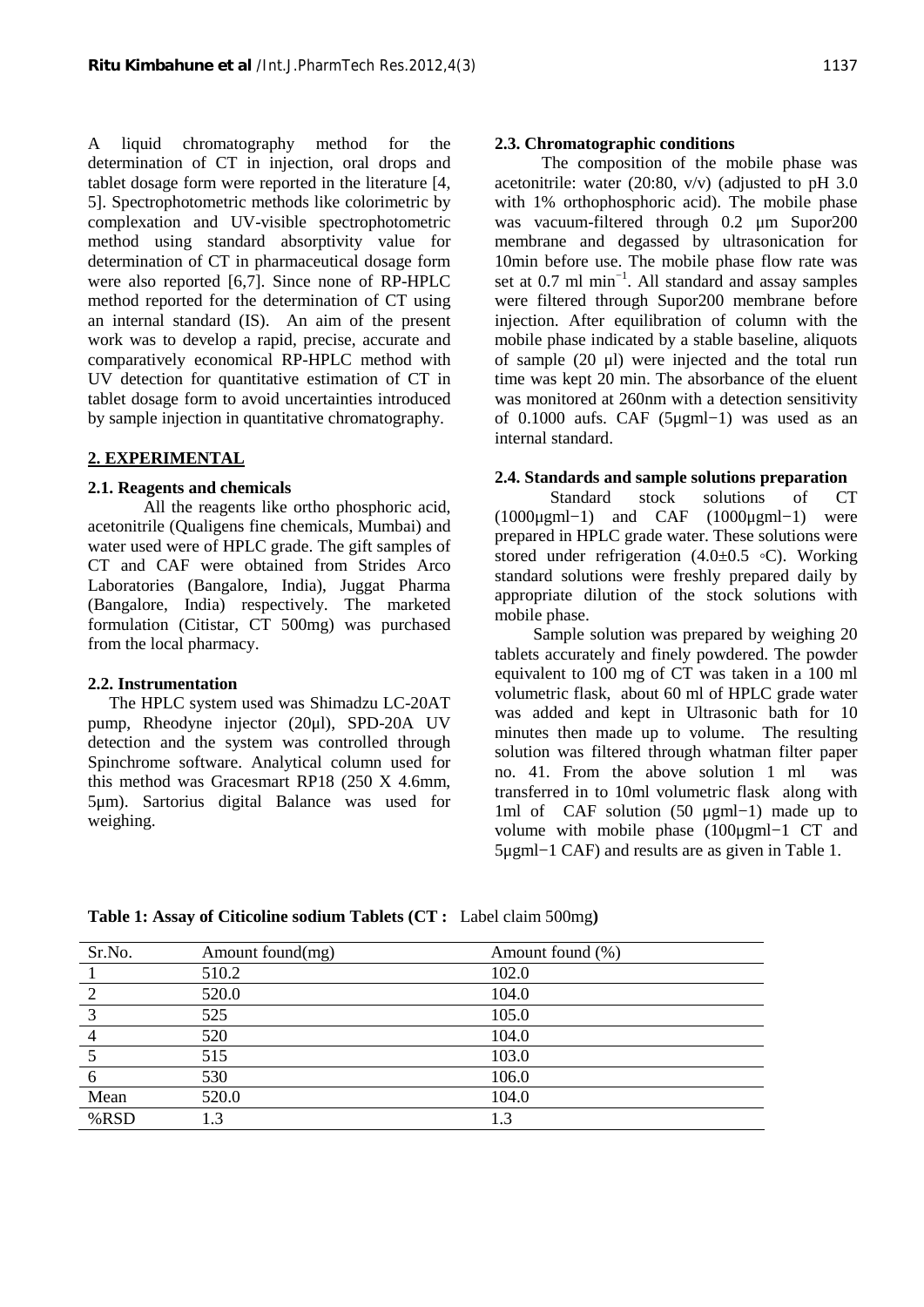A liquid chromatography method for the determination of CT in injection, oral drops and tablet dosage form were reported in the literature [4, 5]. Spectrophotometric methods like colorimetric by complexation and UV-visible spectrophotometric method using standard absorptivity value for determination of CT in pharmaceutical dosage form were also reported [6,7]. Since none of RP-HPLC method reported for the determination of CT using an internal standard (IS). An aim of the present work was to develop a rapid, precise, accurate and comparatively economical RP-HPLC method with UV detection for quantitative estimation of CT in tablet dosage form to avoid uncertainties introduced by sample injection in quantitative chromatography.

## 2. EXPERIMENTAL

### 2.1. Reagents and chemicals

All the reagents like ortho phosphoric acid, acetonitrile (Qualigens fine chemicals, Mumbai) and water used were of HPLC grade. The gift samples of CT and CAF were obtained from Strides Arco Laboratories (Bangalore, India), Juggat Pharma (Bangalore, India) respectively. The marketed formulation (Citistar, CT 500mg) was purchased from the local pharmacy.

### 2.2. Instrumentation

The HPLC system used was Shimadzu LC-20AT pump, Rheodyne injector (20μl), SPD-20A UV detection and the system was controlled through Spinchrome software. Analytical column used for this method was Gracesmart RP18 (250 X 4.6mm, 5μm). Sartorius digital Balance was used for weighing.

### 2.3. Chromatographic conditions

The composition of the mobile phase was acetonitrile: water (20:80, v/v) (adjusted to pH 3.0 with 1% orthophosphoric acid). The mobile phase was vacuum-filtered through 0.2 μm Supor200 membrane and degassed by ultrasonication for 10min before use. The mobile phase flow rate was set at 0.7 ml $min^{-1}$. All standard and assay samples were filtered through Supor200 membrane before injection. After equilibration of column with the mobile phase indicated by a stable baseline, aliquots of sample (20 μl) were injected and the total run time was kept 20 min. The absorbance of the eluent was monitored at 260nm with a detection sensitivity of 0.1000 aufs. CAF (5μgml−1) was used as an internal standard.

### 2.4. Standards and sample solutions preparation

Standard stock solutions of CT (1000μgml−1) and CAF (1000μgml−1) were prepared in HPLC grade water. These solutions were stored under refrigeration (4.0±0.5 ◦C). Working standard solutions were freshly prepared daily by appropriate dilution of the stock solutions with mobile phase.

Sample solution was prepared by weighing 20 tablets accurately and finely powdered. The powder equivalent to 100 mg of CT was taken in a 100 ml volumetric flask, about 60 ml of HPLC grade water was added and kept in Ultrasonic bath for 10 minutes then made up to volume. The resulting solution was filtered through whatman filter paper no. 41. From the above solution 1 ml was transferred in to 10ml volumetric flask along with 1ml of CAF solution (50 μgml−1) made up to volume with mobile phase (100μgml−1 CT and 5μgml−1 CAF) and results are as given in Table 1.

**Table 1: Assay of Citicoline sodium Tablets (CT :** Label claim 500mg**)**

| Sr.No. | Amount found(mg) | Amount found (%) |
|---|---|---|
| 1 | 510.2 | 102.0 |
| 2 | 520.0 | 104.0 |
| 3 | 525 | 105.0 |
| 4 | 520 | 104.0 |
| 5 | 515 | 103.0 |
| 6 | 530 | 106.0 |
| Mean | 520.0 | 104.0 |
| %RSD | 1.3 | 1.3 |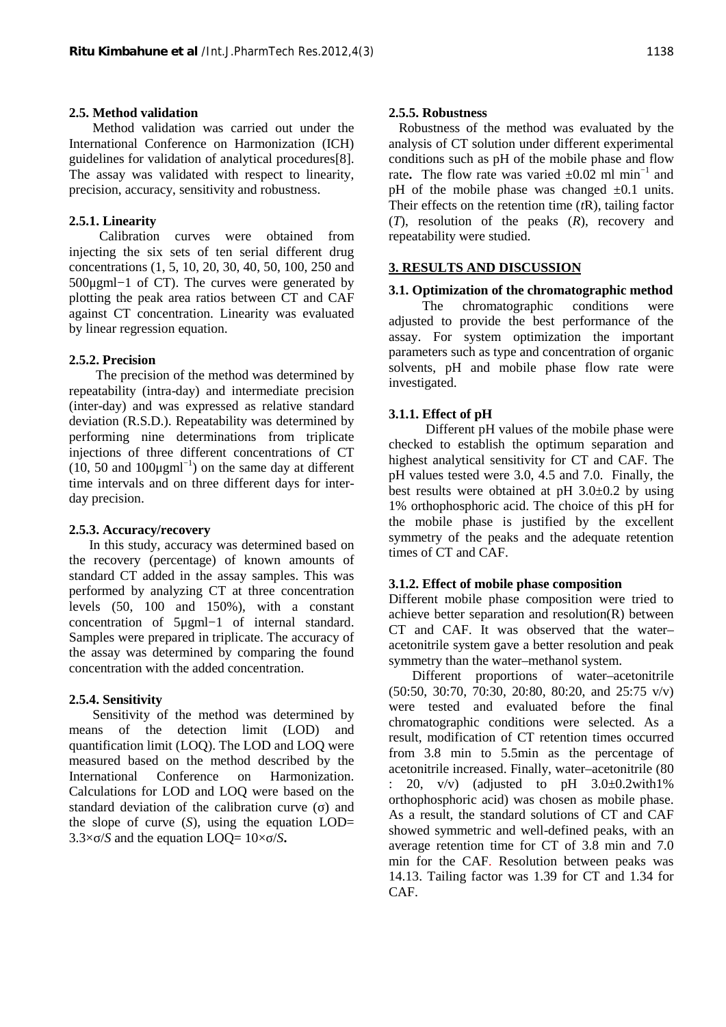### 2.5. Method validation

Method validation was carried out under the International Conference on Harmonization (ICH) guidelines for validation of analytical procedures[8]. The assay was validated with respect to linearity, precision, accuracy, sensitivity and robustness.

### 2.5.1. Linearity

Calibration curves were obtained from injecting the six sets of ten serial different drug concentrations (1, 5, 10, 20, 30, 40, 50, 100, 250 and 500μgml−1 of CT). The curves were generated by plotting the peak area ratios between CT and CAF against CT concentration. Linearity was evaluated by linear regression equation.

### 2.5.2. Precision

The precision of the method was determined by repeatability (intra-day) and intermediate precision (inter-day) and was expressed as relative standard deviation (R.S.D.). Repeatability was determined by performing nine determinations from triplicate injections of three different concentrations of CT (10, 50 and 100μgml$^{-1}$) on the same day at different time intervals and on three different days for inter-day precision.

### 2.5.3. Accuracy/recovery

In this study, accuracy was determined based on the recovery (percentage) of known amounts of standard CT added in the assay samples. This was performed by analyzing CT at three concentration levels (50, 100 and 150%), with a constant concentration of 5μgml−1 of internal standard. Samples were prepared in triplicate. The accuracy of the assay was determined by comparing the found concentration with the added concentration.

### 2.5.4. Sensitivity

Sensitivity of the method was determined by means of the detection limit (LOD) and quantification limit (LOQ). The LOD and LOQ were measured based on the method described by the International Conference on Harmonization. Calculations for LOD and LOQ were based on the standard deviation of the calibration curve ($\sigma$) and the slope of curve ($S$), using the equation LOD= $3.3\times\sigma/S$ and the equation LOQ= $10\times\sigma/S$.

### 2.5.5. Robustness

Robustness of the method was evaluated by the analysis of CT solution under different experimental conditions such as pH of the mobile phase and flow rate. The flow rate was varied ±0.02 ml min$^{-1}$ and pH of the mobile phase was changed ±0.1 units. Their effects on the retention time ($t$R), tailing factor ($T$), resolution of the peaks ($R$), recovery and repeatability were studied.

## 3. RESULTS AND DISCUSSION

### 3.1. Optimization of the chromatographic method

The chromatographic conditions were adjusted to provide the best performance of the assay. For system optimization the important parameters such as type and concentration of organic solvents, pH and mobile phase flow rate were investigated.

### 3.1.1. Effect of pH

Different pH values of the mobile phase were checked to establish the optimum separation and highest analytical sensitivity for CT and CAF. The pH values tested were 3.0, 4.5 and 7.0. Finally, the best results were obtained at pH 3.0±0.2 by using 1% orthophosphoric acid. The choice of this pH for the mobile phase is justified by the excellent symmetry of the peaks and the adequate retention times of CT and CAF.

### 3.1.2. Effect of mobile phase composition

Different mobile phase composition were tried to achieve better separation and resolution(R) between CT and CAF. It was observed that the water–acetonitrile system gave a better resolution and peak symmetry than the water–methanol system.

Different proportions of water–acetonitrile (50:50, 30:70, 70:30, 20:80, 80:20, and 25:75 v/v) were tested and evaluated before the final chromatographic conditions were selected. As a result, modification of CT retention times occurred from 3.8 min to 5.5min as the percentage of acetonitrile increased. Finally, water–acetonitrile (80 : 20, v/v) (adjusted to pH 3.0±0.2with1% orthophosphoric acid) was chosen as mobile phase. As a result, the standard solutions of CT and CAF showed symmetric and well-defined peaks, with an average retention time for CT of 3.8 min and 7.0 min for the CAF. Resolution between peaks was 14.13. Tailing factor was 1.39 for CT and 1.34 for CAF.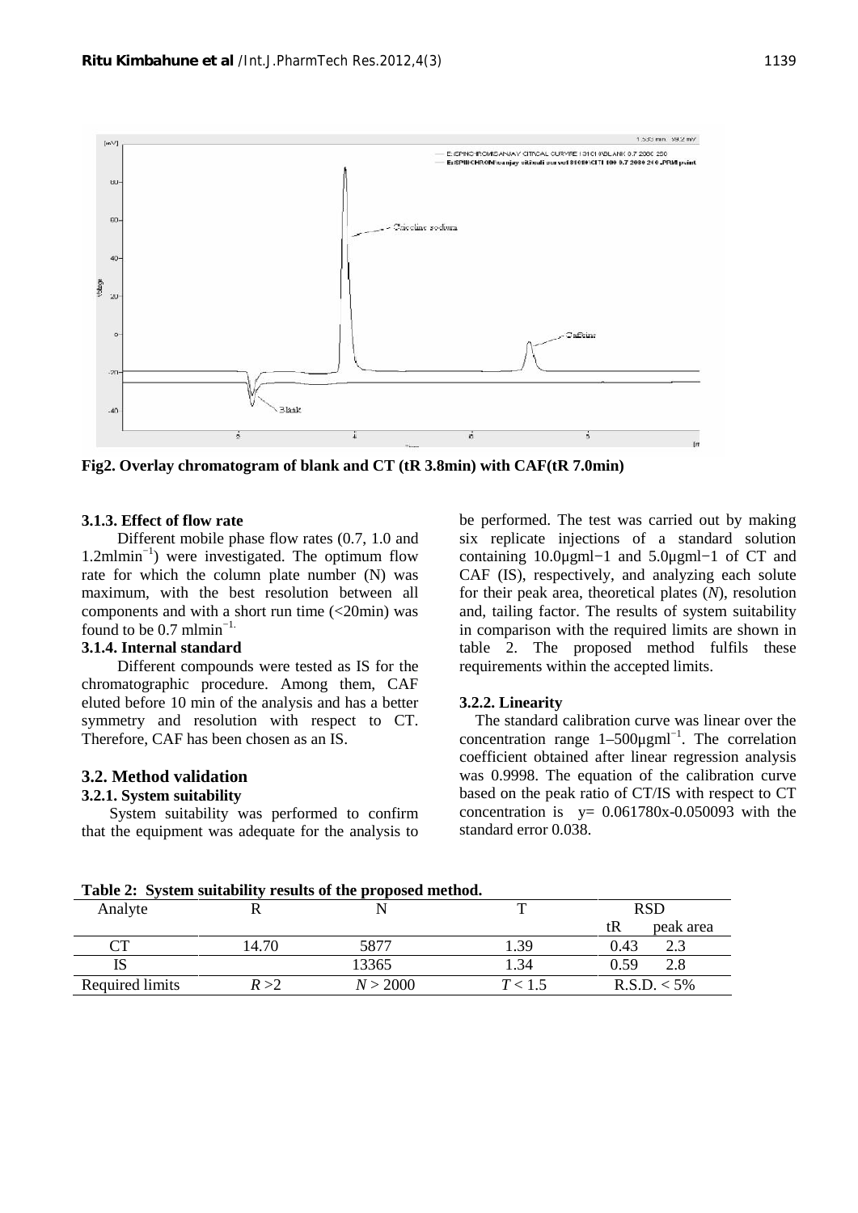**Fig2. Overlay chromatogram of blank and CT (tR 3.8min) with CAF(tR 7.0min)**

#### 3.1.3. Effect of flow rate

Different mobile phase flow rates (0.7, 1.0 and 1.2mlmin$^{-1}$) were investigated. The optimum flow rate for which the column plate number (N) was maximum, with the best resolution between all components and with a short run time (<20min) was found to be 0.7 mlmin$^{-1}$.

#### 3.1.4. Internal standard

Different compounds were tested as IS for the chromatographic procedure. Among them, CAF eluted before 10 min of the analysis and has a better symmetry and resolution with respect to CT. Therefore, CAF has been chosen as an IS.

### 3.2. Method validation

#### 3.2.1. System suitability

System suitability was performed to confirm that the equipment was adequate for the analysis to be performed. The test was carried out by making six replicate injections of a standard solution containing 10.0μgml−1 and 5.0μgml−1 of CT and CAF (IS), respectively, and analyzing each solute for their peak area, theoretical plates (*N*), resolution and, tailing factor. The results of system suitability in comparison with the required limits are shown in table 2. The proposed method fulfils these requirements within the accepted limits.

#### 3.2.2. Linearity

The standard calibration curve was linear over the concentration range 1–500μgml$^{-1}$. The correlation coefficient obtained after linear regression analysis was 0.9998. The equation of the calibration curve based on the peak ratio of CT/IS with respect to CT concentration is $y= 0.061780x-0.050093$ with the standard error 0.038.

**Table 2: System suitability results of the proposed method.**

| Analyte | R | N | T | RSD | |
|---|---|---|---|---|---|
| | | | | tR | peak area |
| CT | 14.70 | 5877 | 1.39 | 0.43 | 2.3 |
| IS | | 13365 | 1.34 | 0.59 | 2.8 |
| Required limits | $R > 2$ | $N > 2000$ | $T < 1.5$ | R.S.D. < 5% | |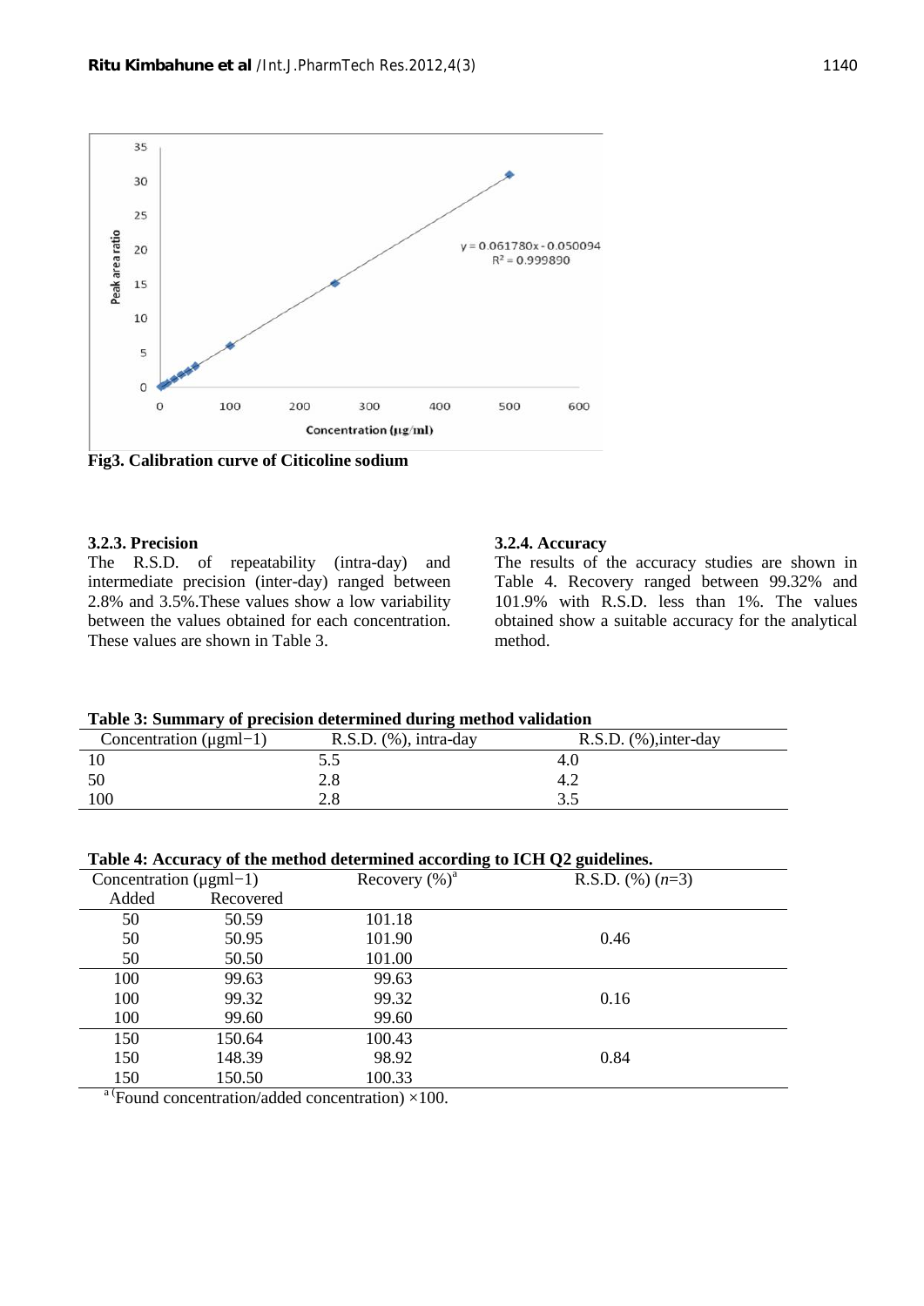Fig3. Calibration curve of Citicoline sodium

### 3.2.3. Precision

The R.S.D. of repeatability (intra-day) and intermediate precision (inter-day) ranged between 2.8% and 3.5%.These values show a low variability between the values obtained for each concentration. These values are shown in Table 3.

### 3.2.4. Accuracy

The results of the accuracy studies are shown in Table 4. Recovery ranged between 99.32% and 101.9% with R.S.D. less than 1%. The values obtained show a suitable accuracy for the analytical method.

**Table 3: Summary of precision determined during method validation**

| Concentration (μgml−1) | R.S.D. (%), intra-day | R.S.D. (%),inter-day |
|---|---|---|
| 10 | 5.5 | 4.0 |
| 50 | 2.8 | 4.2 |
| 100 | 2.8 | 3.5 |

**Table 4: Accuracy of the method determined according to ICH Q2 guidelines.**

| Concentration (μgml−1) | | Recovery (%)[a] | R.S.D. (%) ($n$=3) |
|---|---|---|---|
| Added | Recovered | | |
| 50 | 50.59 | 101.18 | |
| 50 | 50.95 | 101.90 | 0.46 |
| 50 | 50.50 | 101.00 | |
| 100 | 99.63 | 99.63 | |
| 100 | 99.32 | 99.32 | 0.16 |
| 100 | 99.60 | 99.60 | |
| 150 | 150.64 | 100.43 | |
| 150 | 148.39 | 98.92 | 0.84 |
| 150 | 150.50 | 100.33 | |

[a] (Found concentration/added concentration) ×100.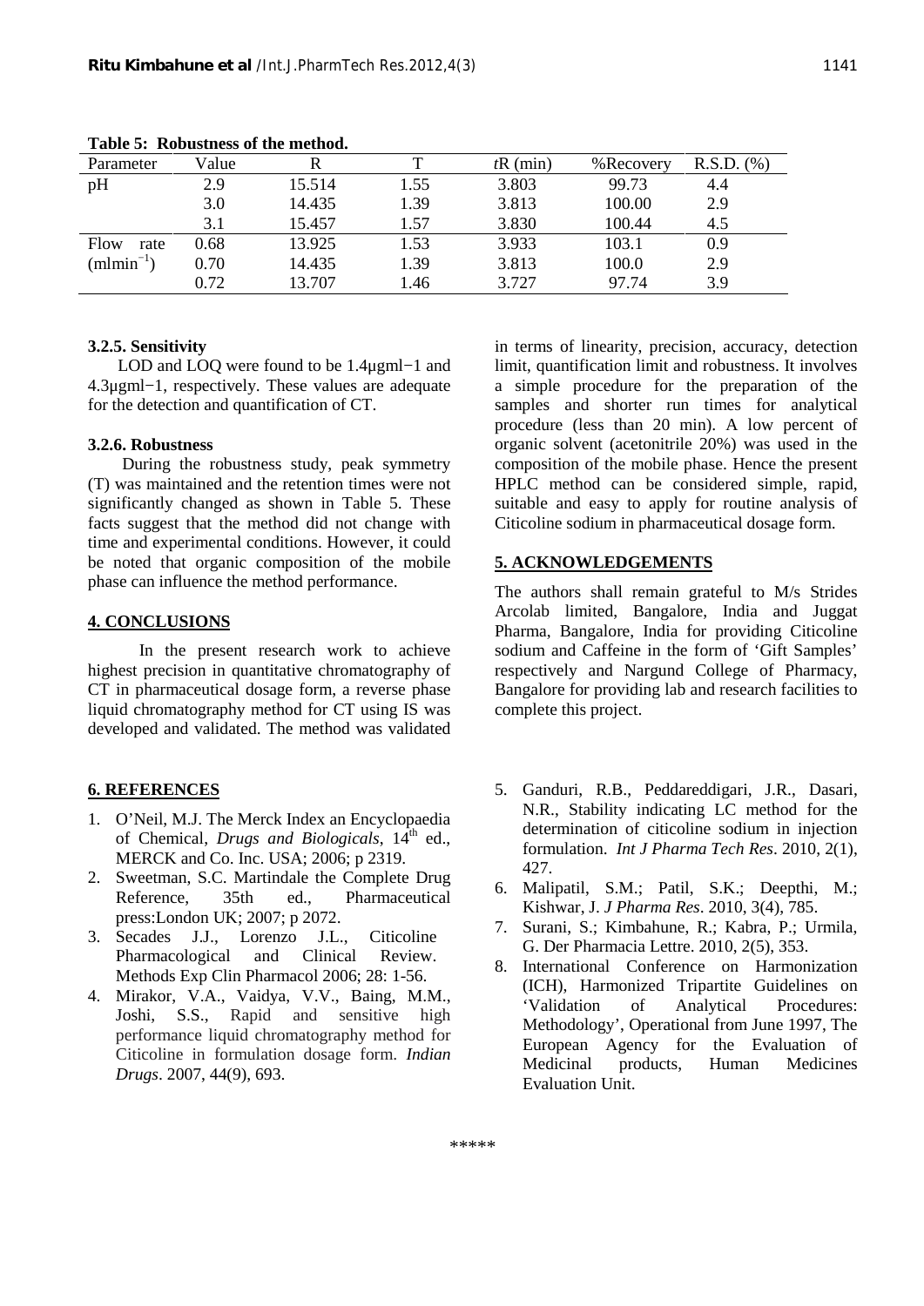**Table 5: Robustness of the method.**

| Parameter | Value | R | T | *t*R (min) | %Recovery | R.S.D. (%) |
|---|---|---|---|---|---|---|
| pH | 2.9 | 15.514 | 1.55 | 3.803 | 99.73 | 4.4 |
| | 3.0 | 14.435 | 1.39 | 3.813 | 100.00 | 2.9 |
| | 3.1 | 15.457 | 1.57 | 3.830 | 100.44 | 4.5 |
| Flow rate ($mlmin^{-1}$) | 0.68 | 13.925 | 1.53 | 3.933 | 103.1 | 0.9 |
| | 0.70 | 14.435 | 1.39 | 3.813 | 100.0 | 2.9 |
| | 0.72 | 13.707 | 1.46 | 3.727 | 97.74 | 3.9 |

### 3.2.5. Sensitivity

LOD and LOQ were found to be 1.4µgml−1 and 4.3µgml−1, respectively. These values are adequate for the detection and quantification of CT.

### 3.2.6. Robustness

During the robustness study, peak symmetry (T) was maintained and the retention times were not significantly changed as shown in Table 5. These facts suggest that the method did not change with time and experimental conditions. However, it could be noted that organic composition of the mobile phase can influence the method performance.

## 4. CONCLUSIONS

In the present research work to achieve highest precision in quantitative chromatography of CT in pharmaceutical dosage form, a reverse phase liquid chromatography method for CT using IS was developed and validated. The method was validated in terms of linearity, precision, accuracy, detection limit, quantification limit and robustness. It involves a simple procedure for the preparation of the samples and shorter run times for analytical procedure (less than 20 min). A low percent of organic solvent (acetonitrile 20%) was used in the composition of the mobile phase. Hence the present HPLC method can be considered simple, rapid, suitable and easy to apply for routine analysis of Citicoline sodium in pharmaceutical dosage form.

## 5. ACKNOWLEDGEMENTS

The authors shall remain grateful to M/s Strides Arcolab limited, Bangalore, India and Juggat Pharma, Bangalore, India for providing Citicoline sodium and Caffeine in the form of 'Gift Samples' respectively and Nargund College of Pharmacy, Bangalore for providing lab and research facilities to complete this project.

## 6. REFERENCES

1. O'Neil, M.J. The Merck Index an Encyclopaedia of Chemical, *Drugs and Biologicals*, $14^{th}$ ed., MERCK and Co. Inc. USA; 2006; p 2319.
2. Sweetman, S.C. Martindale the Complete Drug Reference, 35th ed., Pharmaceutical press:London UK; 2007; p 2072.
3. Secades J.J., Lorenzo J.L., Citicoline Pharmacological and Clinical Review. Methods Exp Clin Pharmacol 2006; 28: 1-56.
4. Mirakor, V.A., Vaidya, V.V., Baing, M.M., Joshi, S.S., Rapid and sensitive high performance liquid chromatography method for Citicoline in formulation dosage form. *Indian Drugs*. 2007, 44(9), 693.
5. Ganduri, R.B., Peddareddigari, J.R., Dasari, N.R., Stability indicating LC method for the determination of citicoline sodium in injection formulation. *Int J Pharma Tech Res*. 2010, 2(1), 427.
6. Malipatil, S.M.; Patil, S.K.; Deepthi, M.; Kishwar, J. *J Pharma Res*. 2010, 3(4), 785.
7. Surani, S.; Kimbahune, R.; Kabra, P.; Urmila, G. Der Pharmacia Lettre. 2010, 2(5), 353.
8. International Conference on Harmonization (ICH), Harmonized Tripartite Guidelines on 'Validation of Analytical Procedures: Methodology', Operational from June 1997, The European Agency for the Evaluation of Medicinal products, Human Medicines Evaluation Unit.

*****